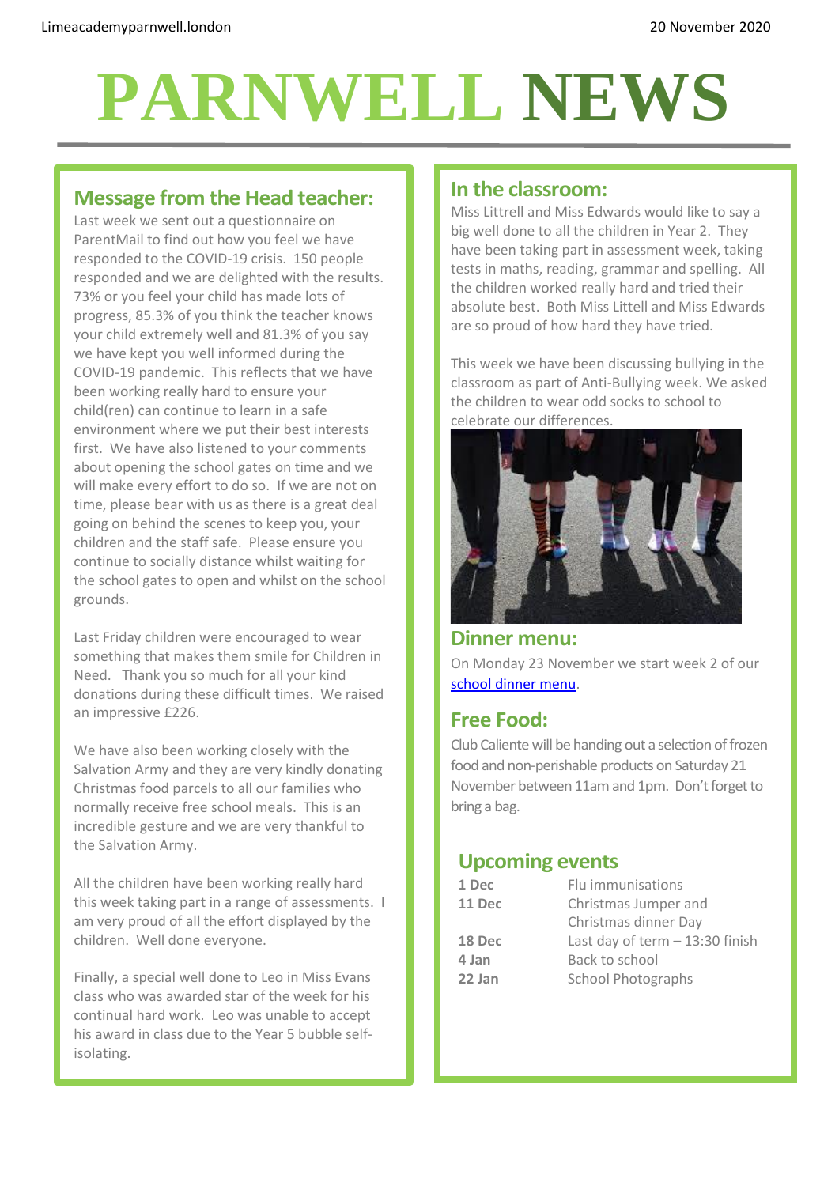Limeacademyparnwell.london

20 November 2020

# PARNWELL NEWS

## Message from the Head teacher:

Last week we sent out a questionnaire on ParentMail to find out how you feel we have responded to the COVID-19 crisis. 150 people responded and we are delighted with the results. 73% or you feel your child has made lots of progress, 85.3% of you think the teacher knows your child extremely well and 81.3% of you say we have kept you well informed during the COVID-19 pandemic. This reflects that we have been working really hard to ensure your child(ren) can continue to learn in a safe environment where we put their best interests first. We have also listened to your comments about opening the school gates on time and we will make every effort to do so. If we are not on time, please bear with us as there is a great deal going on behind the scenes to keep you, your children and the staff safe. Please ensure you continue to socially distance whilst waiting for the school gates to open and whilst on the school grounds.

Last Friday children were encouraged to wear something that makes them smile for Children in Need. Thank you so much for all your kind donations during these difficult times. We raised an impressive £226.

We have also been working closely with the Salvation Army and they are very kindly donating Christmas food parcels to all our families who normally receive free school meals. This is an incredible gesture and we are very thankful to the Salvation Army.

All the children have been working really hard this week taking part in a range of assessments. I am very proud of all the effort displayed by the children. Well done everyone.

Finally, a special well done to Leo in Miss Evans class who was awarded star of the week for his continual hard work. Leo was unable to accept his award in class due to the Year 5 bubble self-isolating.

## In the classroom:

Miss Littrell and Miss Edwards would like to say a big well done to all the children in Year 2. They have been taking part in assessment week, taking tests in maths, reading, grammar and spelling. All the children worked really hard and tried their absolute best. Both Miss Littell and Miss Edwards are so proud of how hard they have tried.

This week we have been discussing bullying in the classroom as part of Anti-Bullying week. We asked the children to wear odd socks to school to celebrate our differences.

## Dinner menu:

On Monday 23 November we start week 2 of our school dinner menu.

## Free Food:

Club Caliente will be handing out a selection of frozen food and non-perishable products on Saturday 21 November between 11am and 1pm. Don't forget to bring a bag.

## Upcoming events

| | |
|---|---|
| **1 Dec** | Flu immunisations |
| **11 Dec** | Christmas Jumper and Christmas dinner Day |
| **18 Dec** | Last day of term – 13:30 finish |
| **4 Jan** | Back to school |
| **22 Jan** | School Photographs |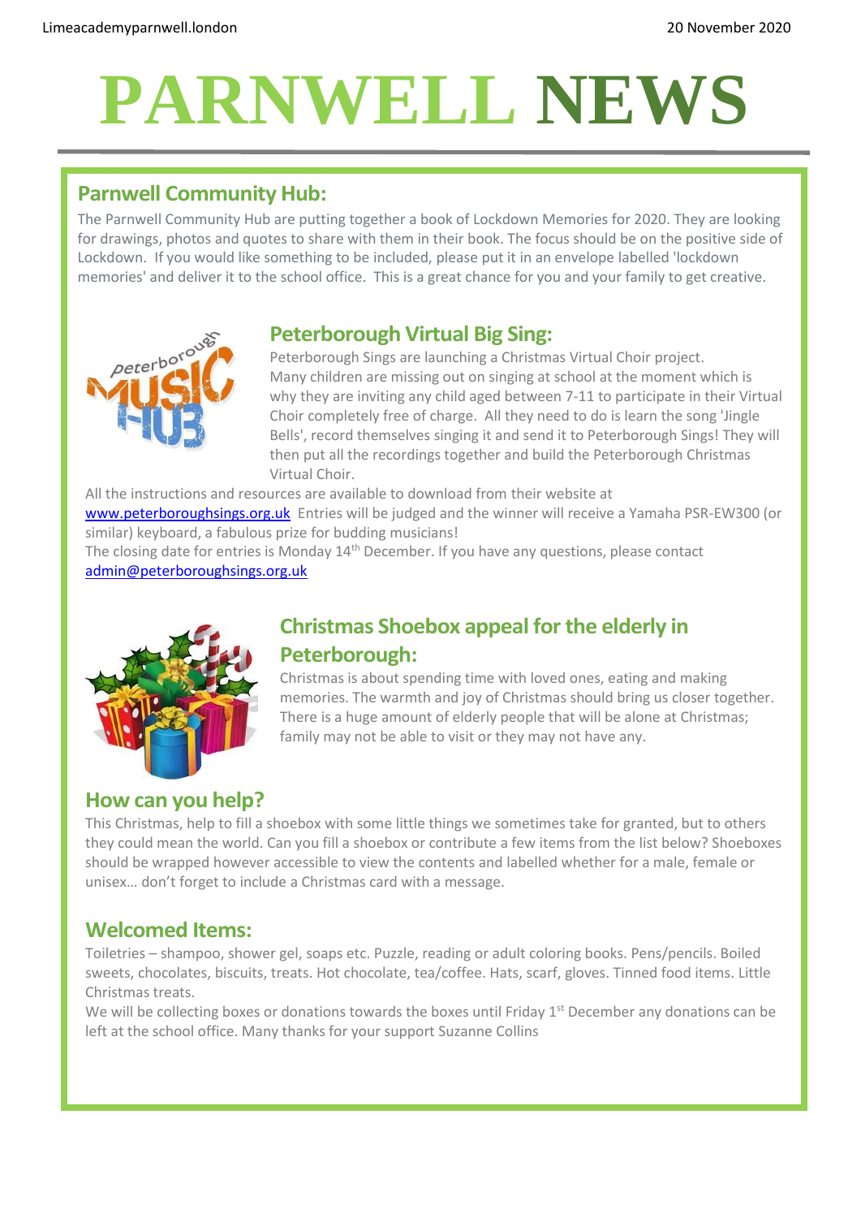# PARNWELL NEWS

## Parnwell Community Hub:

The Parnwell Community Hub are putting together a book of Lockdown Memories for 2020. They are looking for drawings, photos and quotes to share with them in their book. The focus should be on the positive side of Lockdown. If you would like something to be included, please put it in an envelope labelled 'lockdown memories' and deliver it to the school office. This is a great chance for you and your family to get creative.

## Peterborough Virtual Big Sing:

Peterborough Sings are launching a Christmas Virtual Choir project. Many children are missing out on singing at school at the moment which is why they are inviting any child aged between 7-11 to participate in their Virtual Choir completely free of charge. All they need to do is learn the song 'Jingle Bells', record themselves singing it and send it to Peterborough Sings! They will then put all the recordings together and build the Peterborough Christmas Virtual Choir.

All the instructions and resources are available to download from their website at www.peterboroughsings.org.uk Entries will be judged and the winner will receive a Yamaha PSR-EW300 (or similar) keyboard, a fabulous prize for budding musicians!

The closing date for entries is Monday 14th December. If you have any questions, please contact admin@peterboroughsings.org.uk

## Christmas Shoebox appeal for the elderly in Peterborough:

Christmas is about spending time with loved ones, eating and making memories. The warmth and joy of Christmas should bring us closer together. There is a huge amount of elderly people that will be alone at Christmas; family may not be able to visit or they may not have any.

## How can you help?

This Christmas, help to fill a shoebox with some little things we sometimes take for granted, but to others they could mean the world. Can you fill a shoebox or contribute a few items from the list below? Shoeboxes should be wrapped however accessible to view the contents and labelled whether for a male, female or unisex… don't forget to include a Christmas card with a message.

## Welcomed Items:

Toiletries – shampoo, shower gel, soaps etc. Puzzle, reading or adult coloring books. Pens/pencils. Boiled sweets, chocolates, biscuits, treats. Hot chocolate, tea/coffee. Hats, scarf, gloves. Tinned food items. Little Christmas treats.

We will be collecting boxes or donations towards the boxes until Friday 1st December any donations can be left at the school office. Many thanks for your support Suzanne Collins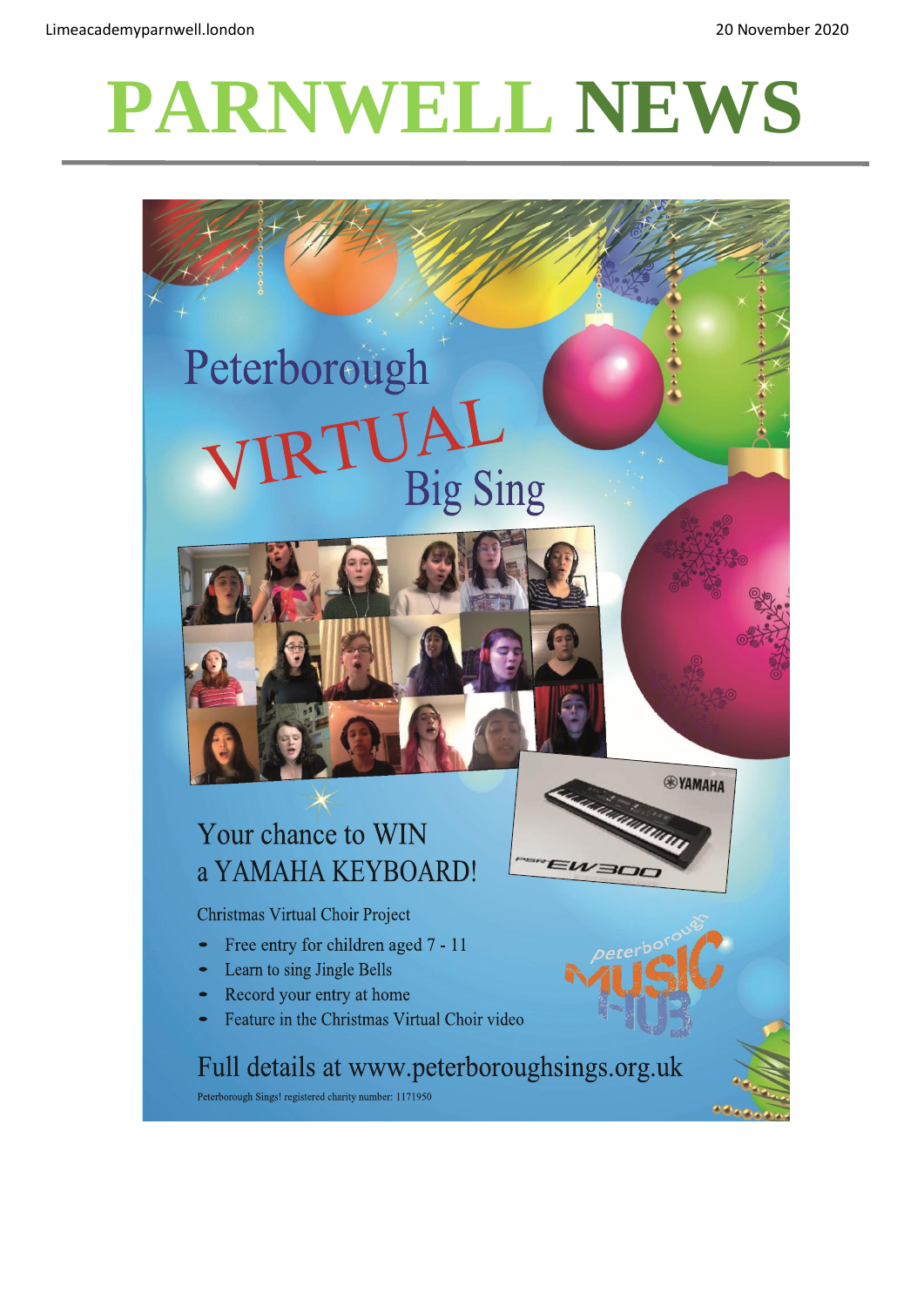# PARNWELL NEWS

Peterborough VIRTUAL Big Sing

Your chance to WIN a YAMAHA KEYBOARD!

YAMAHA PSR-EW300

Christmas Virtual Choir Project

- Free entry for children aged 7 - 11
- Learn to sing Jingle Bells
- Record your entry at home
- Feature in the Christmas Virtual Choir video

Peterborough MUSIC HUB

Full details at www.peterboroughsings.org.uk

Peterborough Sings! registered charity number: 1171950